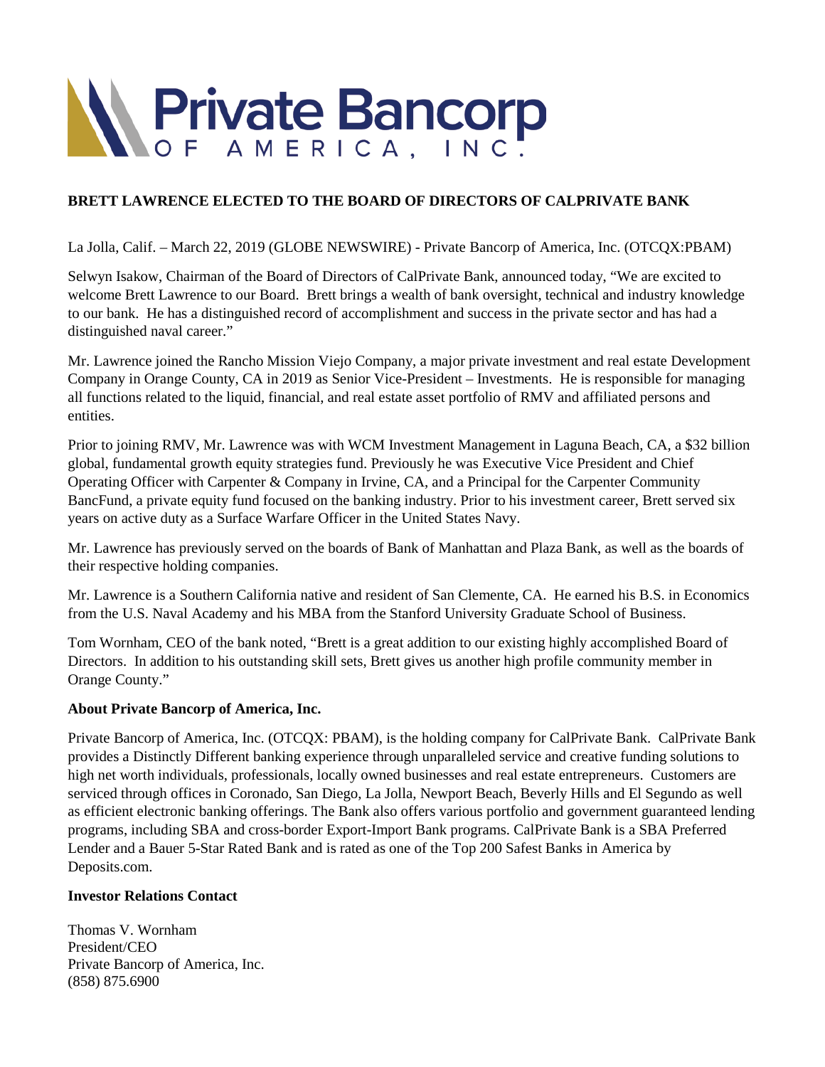# BRETT LAWRENCE ELECTED TO THE BOARD OF DIRECTORS OF CALPRIVATE BANK

La Jolla, Calif. – March 22, 2019 (GLOBE NEWSWIRE) - Private Bancorp of America, Inc. (OTCQX:PBAM)

Selwyn Isakow, Chairman of the Board of Directors of CalPrivate Bank, announced today, "We are excited to welcome Brett Lawrence to our Board. Brett brings a wealth of bank oversight, technical and industry knowledge to our bank. He has a distinguished record of accomplishment and success in the private sector and has had a distinguished naval career."

Mr. Lawrence joined the Rancho Mission Viejo Company, a major private investment and real estate Development Company in Orange County, CA in 2019 as Senior Vice-President – Investments. He is responsible for managing all functions related to the liquid, financial, and real estate asset portfolio of RMV and affiliated persons and entities.

Prior to joining RMV, Mr. Lawrence was with WCM Investment Management in Laguna Beach, CA, a $32 billion global, fundamental growth equity strategies fund. Previously he was Executive Vice President and Chief Operating Officer with Carpenter & Company in Irvine, CA, and a Principal for the Carpenter Community BancFund, a private equity fund focused on the banking industry. Prior to his investment career, Brett served six years on active duty as a Surface Warfare Officer in the United States Navy.

Mr. Lawrence has previously served on the boards of Bank of Manhattan and Plaza Bank, as well as the boards of their respective holding companies.

Mr. Lawrence is a Southern California native and resident of San Clemente, CA. He earned his B.S. in Economics from the U.S. Naval Academy and his MBA from the Stanford University Graduate School of Business.

Tom Wornham, CEO of the bank noted, "Brett is a great addition to our existing highly accomplished Board of Directors. In addition to his outstanding skill sets, Brett gives us another high profile community member in Orange County."

**About Private Bancorp of America, Inc.**

Private Bancorp of America, Inc. (OTCQX: PBAM), is the holding company for CalPrivate Bank. CalPrivate Bank provides a Distinctly Different banking experience through unparalleled service and creative funding solutions to high net worth individuals, professionals, locally owned businesses and real estate entrepreneurs. Customers are serviced through offices in Coronado, San Diego, La Jolla, Newport Beach, Beverly Hills and El Segundo as well as efficient electronic banking offerings. The Bank also offers various portfolio and government guaranteed lending programs, including SBA and cross-border Export-Import Bank programs. CalPrivate Bank is a SBA Preferred Lender and a Bauer 5-Star Rated Bank and is rated as one of the Top 200 Safest Banks in America by Deposits.com.

**Investor Relations Contact**

Thomas V. Wornham
President/CEO
Private Bancorp of America, Inc.
(858) 875.6900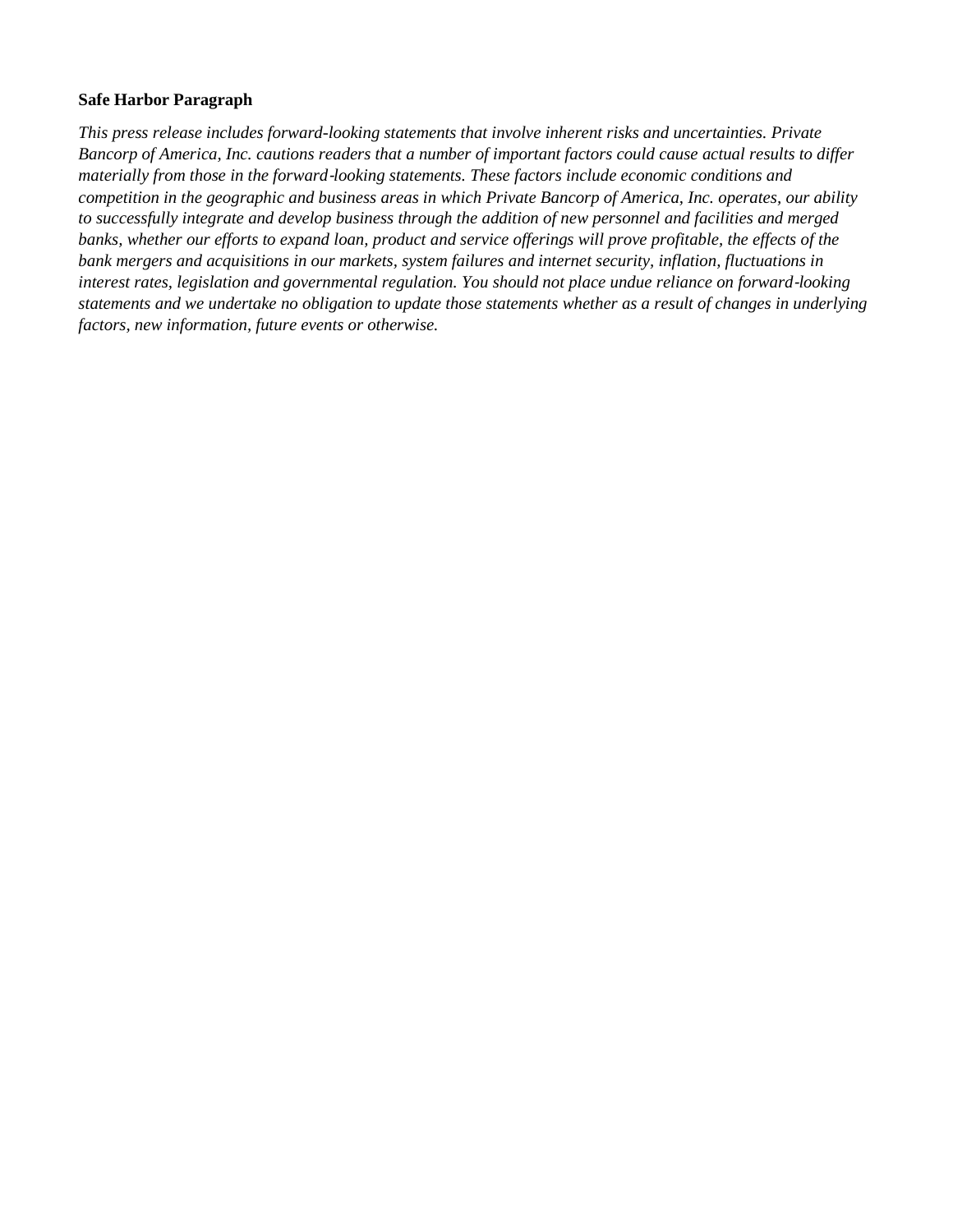**Safe Harbor Paragraph**

*This press release includes forward-looking statements that involve inherent risks and uncertainties. Private Bancorp of America, Inc. cautions readers that a number of important factors could cause actual results to differ materially from those in the forward-looking statements. These factors include economic conditions and competition in the geographic and business areas in which Private Bancorp of America, Inc. operates, our ability to successfully integrate and develop business through the addition of new personnel and facilities and merged banks, whether our efforts to expand loan, product and service offerings will prove profitable, the effects of the bank mergers and acquisitions in our markets, system failures and internet security, inflation, fluctuations in interest rates, legislation and governmental regulation. You should not place undue reliance on forward-looking statements and we undertake no obligation to update those statements whether as a result of changes in underlying factors, new information, future events or otherwise.*